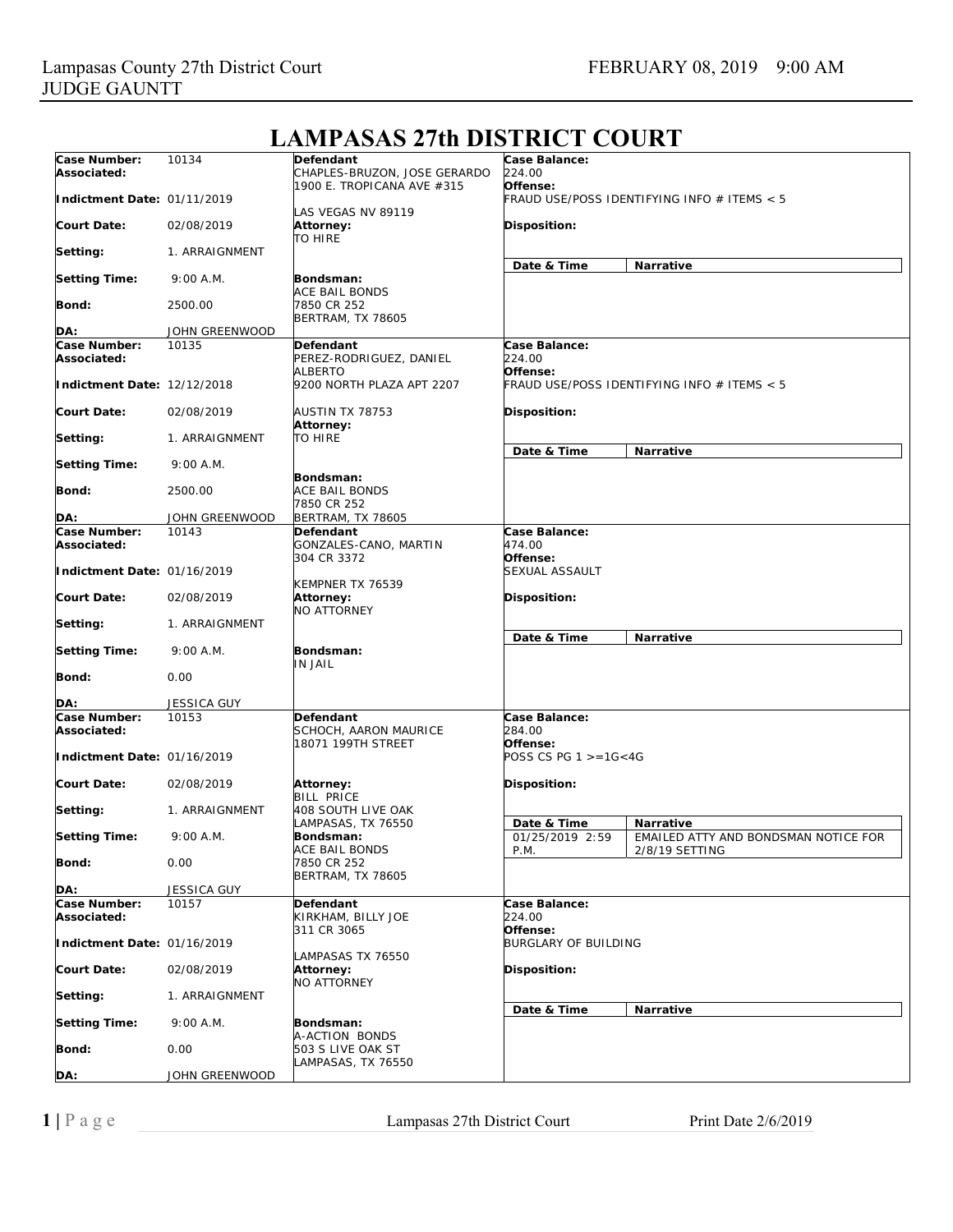Lampasas County 27th District Court
JUDGE GAUNTT

FEBRUARY 08, 2019 9:00 AM

# LAMPASAS 27th DISTRICT COURT

| | | | |
|---|---|---|---|
| **Case Number:** 10134<br>**Associated:**<br>**Indictment Date:** 01/11/2019<br>**Court Date:** 02/08/2019<br>**Setting:** 1. ARRAIGNMENT<br>**Setting Time:** 9:00 A.M.<br>**Bond:** 2500.00<br>**DA:** JOHN GREENWOOD | **Defendant**<br>CHAPLES-BRUZON, JOSE GERARDO<br>1900 E. TROPICANA AVE #315<br>LAS VEGAS NV 89119<br>**Attorney:**<br>TO HIRE<br>**Bondsman:**<br>ACE BAIL BONDS<br>7850 CR 252<br>BERTRAM, TX 78605 | **Case Balance:** 224.00<br>**Offense:** FRAUD USE/POSS IDENTIFYING INFO # ITEMS < 5<br>**Disposition:**<br>**Date & Time** / **Narrative** | |
| **Case Number:** 10135<br>**Associated:**<br>**Indictment Date:** 12/12/2018<br>**Court Date:** 02/08/2019<br>**Setting:** 1. ARRAIGNMENT<br>**Setting Time:** 9:00 A.M.<br>**Bond:** 2500.00<br>**DA:** JOHN GREENWOOD | **Defendant**<br>PEREZ-RODRIGUEZ, DANIEL ALBERTO<br>9200 NORTH PLAZA APT 2207<br>AUSTIN TX 78753<br>**Attorney:**<br>TO HIRE<br>**Bondsman:**<br>ACE BAIL BONDS<br>7850 CR 252<br>BERTRAM, TX 78605 | **Case Balance:** 224.00<br>**Offense:** FRAUD USE/POSS IDENTIFYING INFO # ITEMS < 5<br>**Disposition:**<br>**Date & Time** / **Narrative** | |
| **Case Number:** 10143<br>**Associated:**<br>**Indictment Date:** 01/16/2019<br>**Court Date:** 02/08/2019<br>**Setting:** 1. ARRAIGNMENT<br>**Setting Time:** 9:00 A.M.<br>**Bond:** 0.00<br>**DA:** JESSICA GUY | **Defendant**<br>GONZALES-CANO, MARTIN<br>304 CR 3372<br>KEMPNER TX 76539<br>**Attorney:**<br>NO ATTORNEY<br>**Bondsman:**<br>IN JAIL | **Case Balance:** 474.00<br>**Offense:** SEXUAL ASSAULT<br>**Disposition:**<br>**Date & Time** / **Narrative** | |
| **Case Number:** 10153<br>**Associated:**<br>**Indictment Date:** 01/16/2019<br>**Court Date:** 02/08/2019<br>**Setting:** 1. ARRAIGNMENT<br>**Setting Time:** 9:00 A.M.<br>**Bond:** 0.00<br>**DA:** JESSICA GUY | **Defendant**<br>SCHOCH, AARON MAURICE<br>18071 199TH STREET<br>**Attorney:**<br>BILL PRICE<br>408 SOUTH LIVE OAK<br>LAMPASAS, TX 76550<br>**Bondsman:**<br>ACE BAIL BONDS<br>7850 CR 252<br>BERTRAM, TX 78605 | **Case Balance:** 284.00<br>**Offense:** POSS CS PG 1 >=1G<4G<br>**Disposition:**<br>**Date & Time** / **Narrative**<br>01/25/2019 2:59 P.M. | EMAILED ATTY AND BONDSMAN NOTICE FOR 2/8/19 SETTING |
| **Case Number:** 10157<br>**Associated:**<br>**Indictment Date:** 01/16/2019<br>**Court Date:** 02/08/2019<br>**Setting:** 1. ARRAIGNMENT<br>**Setting Time:** 9:00 A.M.<br>**Bond:** 0.00<br>**DA:** JOHN GREENWOOD | **Defendant**<br>KIRKHAM, BILLY JOE<br>311 CR 3065<br>LAMPASAS TX 76550<br>**Attorney:**<br>NO ATTORNEY<br>**Bondsman:**<br>A-ACTION BONDS<br>503 S LIVE OAK ST<br>LAMPASAS, TX 76550 | **Case Balance:** 224.00<br>**Offense:** BURGLARY OF BUILDING<br>**Disposition:**<br>**Date & Time** / **Narrative** | |

Print Date 2/6/2019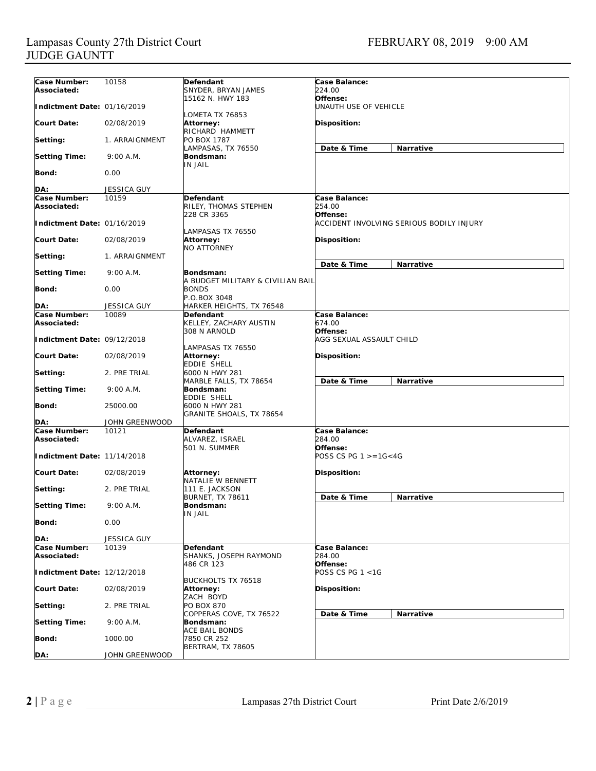Lampasas County 27th District Court
JUDGE GAUNTT

FEBRUARY 08, 2019 9:00 AM

| | | | |
|---|---|---|---|
| **Case Number:** 10158<br>**Associated:**<br>**Indictment Date:** 01/16/2019<br>**Court Date:** 02/08/2019<br>**Setting:** 1. ARRAIGNMENT<br>**Setting Time:** 9:00 A.M.<br>**Bond:** 0.00<br>**DA:** JESSICA GUY | **Defendant**<br>SNYDER, BRYAN JAMES<br>15162 N. HWY 183<br>LOMETA TX 76853<br>**Attorney:**<br>RICHARD HAMMETT<br>PO BOX 1787<br>LAMPASAS, TX 76550<br>**Bondsman:**<br>IN JAIL | **Case Balance:**<br>224.00<br>**Offense:**<br>UNAUTH USE OF VEHICLE<br>**Disposition:** | **Date & Time** / **Narrative** |
| **Case Number:** 10159<br>**Associated:**<br>**Indictment Date:** 01/16/2019<br>**Court Date:** 02/08/2019<br>**Setting:** 1. ARRAIGNMENT<br>**Setting Time:** 9:00 A.M.<br>**Bond:** 0.00<br>**DA:** JESSICA GUY | **Defendant**<br>RILEY, THOMAS STEPHEN<br>228 CR 3365<br>LAMPASAS TX 76550<br>**Attorney:**<br>NO ATTORNEY<br>**Bondsman:**<br>A BUDGET MILITARY & CIVILIAN BAIL BONDS<br>P.O.BOX 3048<br>HARKER HEIGHTS, TX 76548 | **Case Balance:**<br>254.00<br>**Offense:**<br>ACCIDENT INVOLVING SERIOUS BODILY INJURY<br>**Disposition:** | **Date & Time** / **Narrative** |
| **Case Number:** 10089<br>**Associated:**<br>**Indictment Date:** 09/12/2018<br>**Court Date:** 02/08/2019<br>**Setting:** 2. PRE TRIAL<br>**Setting Time:** 9:00 A.M.<br>**Bond:** 25000.00<br>**DA:** JOHN GREENWOOD | **Defendant**<br>KELLEY, ZACHARY AUSTIN<br>308 N ARNOLD<br>LAMPASAS TX 76550<br>**Attorney:**<br>EDDIE SHELL<br>6000 N HWY 281<br>MARBLE FALLS, TX 78654<br>**Bondsman:**<br>EDDIE SHELL<br>6000 N HWY 281<br>GRANITE SHOALS, TX 78654 | **Case Balance:**<br>674.00<br>**Offense:**<br>AGG SEXUAL ASSAULT CHILD<br>**Disposition:** | **Date & Time** / **Narrative** |
| **Case Number:** 10121<br>**Associated:**<br>**Indictment Date:** 11/14/2018<br>**Court Date:** 02/08/2019<br>**Setting:** 2. PRE TRIAL<br>**Setting Time:** 9:00 A.M.<br>**Bond:** 0.00<br>**DA:** JESSICA GUY | **Defendant**<br>ALVAREZ, ISRAEL<br>501 N. SUMMER<br>**Attorney:**<br>NATALIE W BENNETT<br>111 E. JACKSON<br>BURNET, TX 78611<br>**Bondsman:**<br>IN JAIL | **Case Balance:**<br>284.00<br>**Offense:**<br>POSS CS PG 1 >=1G<4G<br>**Disposition:** | **Date & Time** / **Narrative** |
| **Case Number:** 10139<br>**Associated:**<br>**Indictment Date:** 12/12/2018<br>**Court Date:** 02/08/2019<br>**Setting:** 2. PRE TRIAL<br>**Setting Time:** 9:00 A.M.<br>**Bond:** 1000.00<br>**DA:** JOHN GREENWOOD | **Defendant**<br>SHANKS, JOSEPH RAYMOND<br>486 CR 123<br>BUCKHOLTS TX 76518<br>**Attorney:**<br>ZACH BOYD<br>PO BOX 870<br>COPPERAS COVE, TX 76522<br>**Bondsman:**<br>ACE BAIL BONDS<br>7850 CR 252<br>BERTRAM, TX 78605 | **Case Balance:**<br>284.00<br>**Offense:**<br>POSS CS PG 1 <1G<br>**Disposition:** | **Date & Time** / **Narrative** |

Lampasas 27th District Court Print Date 2/6/2019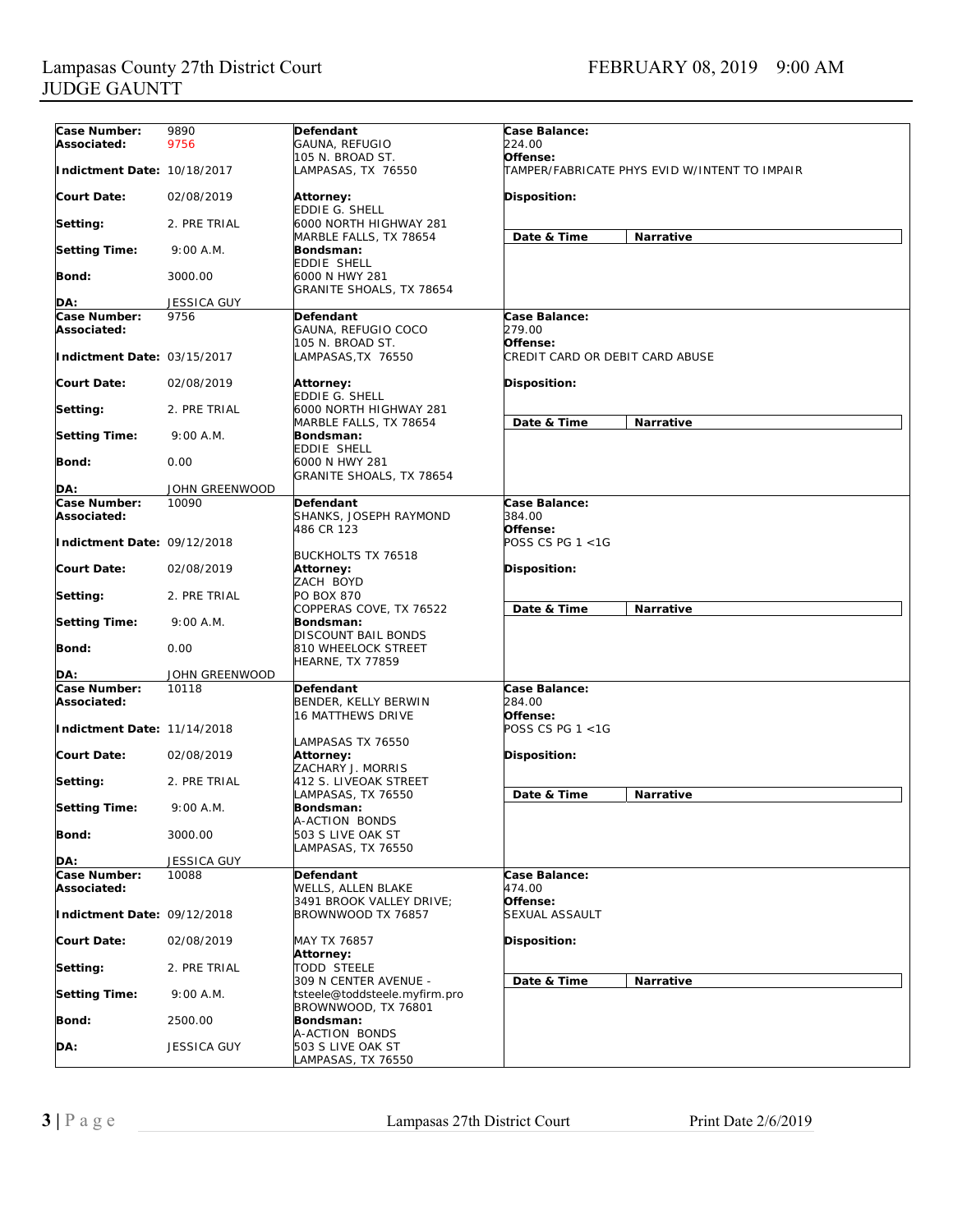Lampasas County 27th District Court
JUDGE GAUNTT

FEBRUARY 08, 2019 9:00 AM

| | | | |
|---|---|---|---|
| **Case Number:** 9890<br>**Associated:** 9756<br>**Indictment Date:** 10/18/2017<br>**Court Date:** 02/08/2019<br>**Setting:** 2. PRE TRIAL<br>**Setting Time:** 9:00 A.M.<br>**Bond:** 3000.00<br>**DA:** JESSICA GUY | **Defendant**<br>GAUNA, REFUGIO<br>105 N. BROAD ST.<br>LAMPASAS, TX 76550<br>**Attorney:**<br>EDDIE G. SHELL<br>6000 NORTH HIGHWAY 281<br>MARBLE FALLS, TX 78654<br>**Bondsman:**<br>EDDIE SHELL<br>6000 N HWY 281<br>GRANITE SHOALS, TX 78654 | **Case Balance:**<br>224.00<br>**Offense:**<br>TAMPER/FABRICATE PHYS EVID W/INTENT TO IMPAIR<br>**Disposition:** | **Date & Time** / **Narrative** |
| **Case Number:** 9756<br>**Associated:**<br>**Indictment Date:** 03/15/2017<br>**Court Date:** 02/08/2019<br>**Setting:** 2. PRE TRIAL<br>**Setting Time:** 9:00 A.M.<br>**Bond:** 0.00<br>**DA:** JOHN GREENWOOD | **Defendant**<br>GAUNA, REFUGIO COCO<br>105 N. BROAD ST.<br>LAMPASAS,TX 76550<br>**Attorney:**<br>EDDIE G. SHELL<br>6000 NORTH HIGHWAY 281<br>MARBLE FALLS, TX 78654<br>**Bondsman:**<br>EDDIE SHELL<br>6000 N HWY 281<br>GRANITE SHOALS, TX 78654 | **Case Balance:**<br>279.00<br>**Offense:**<br>CREDIT CARD OR DEBIT CARD ABUSE<br>**Disposition:** | **Date & Time** / **Narrative** |
| **Case Number:** 10090<br>**Associated:**<br>**Indictment Date:** 09/12/2018<br>**Court Date:** 02/08/2019<br>**Setting:** 2. PRE TRIAL<br>**Setting Time:** 9:00 A.M.<br>**Bond:** 0.00<br>**DA:** JOHN GREENWOOD | **Defendant**<br>SHANKS, JOSEPH RAYMOND<br>486 CR 123<br>BUCKHOLTS TX 76518<br>**Attorney:**<br>ZACH BOYD<br>PO BOX 870<br>COPPERAS COVE, TX 76522<br>**Bondsman:**<br>DISCOUNT BAIL BONDS<br>810 WHEELOCK STREET<br>HEARNE, TX 77859 | **Case Balance:**<br>384.00<br>**Offense:**<br>POSS CS PG 1 <1G<br>**Disposition:** | **Date & Time** / **Narrative** |
| **Case Number:** 10118<br>**Associated:**<br>**Indictment Date:** 11/14/2018<br>**Court Date:** 02/08/2019<br>**Setting:** 2. PRE TRIAL<br>**Setting Time:** 9:00 A.M.<br>**Bond:** 3000.00<br>**DA:** JESSICA GUY | **Defendant**<br>BENDER, KELLY BERWIN<br>16 MATTHEWS DRIVE<br>LAMPASAS TX 76550<br>**Attorney:**<br>ZACHARY J. MORRIS<br>412 S. LIVEOAK STREET<br>LAMPASAS, TX 76550<br>**Bondsman:**<br>A-ACTION BONDS<br>503 S LIVE OAK ST<br>LAMPASAS, TX 76550 | **Case Balance:**<br>284.00<br>**Offense:**<br>POSS CS PG 1 <1G<br>**Disposition:** | **Date & Time** / **Narrative** |
| **Case Number:** 10088<br>**Associated:**<br>**Indictment Date:** 09/12/2018<br>**Court Date:** 02/08/2019<br>**Setting:** 2. PRE TRIAL<br>**Setting Time:** 9:00 A.M.<br>**Bond:** 2500.00<br>**DA:** JESSICA GUY | **Defendant**<br>WELLS, ALLEN BLAKE<br>3491 BROOK VALLEY DRIVE;<br>BROWNWOOD TX 76857<br>MAY TX 76857<br>**Attorney:**<br>TODD STEELE<br>309 N CENTER AVENUE -<br>tsteele@toddsteele.myfirm.pro<br>BROWNWOOD, TX 76801<br>**Bondsman:**<br>A-ACTION BONDS<br>503 S LIVE OAK ST<br>LAMPASAS, TX 76550 | **Case Balance:**<br>474.00<br>**Offense:**<br>SEXUAL ASSAULT<br>**Disposition:** | **Date & Time** / **Narrative** |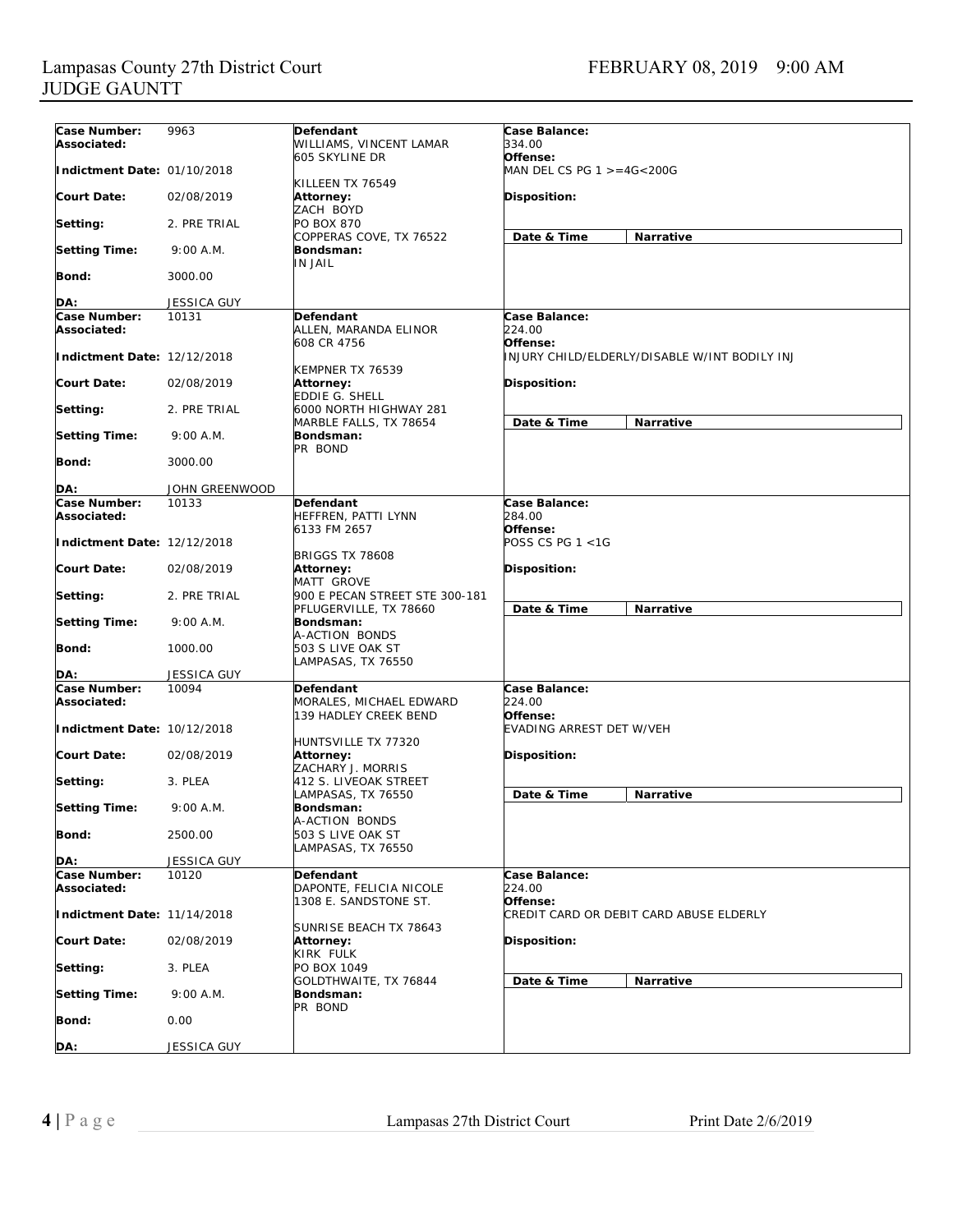Lampasas County 27th District Court
JUDGE GAUNTT

FEBRUARY 08, 2019 9:00 AM

| | | | |
|---|---|---|---|
| **Case Number:** 9963<br>**Associated:**<br>**Indictment Date:** 01/10/2018<br>**Court Date:** 02/08/2019<br>**Setting:** 2. PRE TRIAL<br>**Setting Time:** 9:00 A.M.<br>**Bond:** 3000.00<br>**DA:** JESSICA GUY | **Defendant**<br>WILLIAMS, VINCENT LAMAR<br>605 SKYLINE DR<br>KILLEEN TX 76549<br>**Attorney:**<br>ZACH BOYD<br>PO BOX 870<br>COPPERAS COVE, TX 76522<br>**Bondsman:**<br>IN JAIL | **Case Balance:**<br>334.00<br>**Offense:**<br>MAN DEL CS PG 1 >=4G<200G<br>**Disposition:** | **Date & Time** / **Narrative** |
| **Case Number:** 10131<br>**Associated:**<br>**Indictment Date:** 12/12/2018<br>**Court Date:** 02/08/2019<br>**Setting:** 2. PRE TRIAL<br>**Setting Time:** 9:00 A.M.<br>**Bond:** 3000.00<br>**DA:** JOHN GREENWOOD | **Defendant**<br>ALLEN, MARANDA ELINOR<br>608 CR 4756<br>KEMPNER TX 76539<br>**Attorney:**<br>EDDIE G. SHELL<br>6000 NORTH HIGHWAY 281<br>MARBLE FALLS, TX 78654<br>**Bondsman:**<br>PR BOND | **Case Balance:**<br>224.00<br>**Offense:**<br>INJURY CHILD/ELDERLY/DISABLE W/INT BODILY INJ<br>**Disposition:** | **Date & Time** / **Narrative** |
| **Case Number:** 10133<br>**Associated:**<br>**Indictment Date:** 12/12/2018<br>**Court Date:** 02/08/2019<br>**Setting:** 2. PRE TRIAL<br>**Setting Time:** 9:00 A.M.<br>**Bond:** 1000.00<br>**DA:** JESSICA GUY | **Defendant**<br>HEFFREN, PATTI LYNN<br>6133 FM 2657<br>BRIGGS TX 78608<br>**Attorney:**<br>MATT GROVE<br>900 E PECAN STREET STE 300-181<br>PFLUGERVILLE, TX 78660<br>**Bondsman:**<br>A-ACTION BONDS<br>503 S LIVE OAK ST<br>LAMPASAS, TX 76550 | **Case Balance:**<br>284.00<br>**Offense:**<br>POSS CS PG 1 <1G<br>**Disposition:** | **Date & Time** / **Narrative** |
| **Case Number:** 10094<br>**Associated:**<br>**Indictment Date:** 10/12/2018<br>**Court Date:** 02/08/2019<br>**Setting:** 3. PLEA<br>**Setting Time:** 9:00 A.M.<br>**Bond:** 2500.00<br>**DA:** JESSICA GUY | **Defendant**<br>MORALES, MICHAEL EDWARD<br>139 HADLEY CREEK BEND<br>HUNTSVILLE TX 77320<br>**Attorney:**<br>ZACHARY J. MORRIS<br>412 S. LIVEOAK STREET<br>LAMPASAS, TX 76550<br>**Bondsman:**<br>A-ACTION BONDS<br>503 S LIVE OAK ST<br>LAMPASAS, TX 76550 | **Case Balance:**<br>224.00<br>**Offense:**<br>EVADING ARREST DET W/VEH<br>**Disposition:** | **Date & Time** / **Narrative** |
| **Case Number:** 10120<br>**Associated:**<br>**Indictment Date:** 11/14/2018<br>**Court Date:** 02/08/2019<br>**Setting:** 3. PLEA<br>**Setting Time:** 9:00 A.M.<br>**Bond:** 0.00<br>**DA:** JESSICA GUY | **Defendant**<br>DAPONTE, FELICIA NICOLE<br>1308 E. SANDSTONE ST.<br>SUNRISE BEACH TX 78643<br>**Attorney:**<br>KIRK FULK<br>PO BOX 1049<br>GOLDTHWAITE, TX 76844<br>**Bondsman:**<br>PR BOND | **Case Balance:**<br>224.00<br>**Offense:**<br>CREDIT CARD OR DEBIT CARD ABUSE ELDERLY<br>**Disposition:** | **Date & Time** / **Narrative** |

Lampasas 27th District Court Print Date 2/6/2019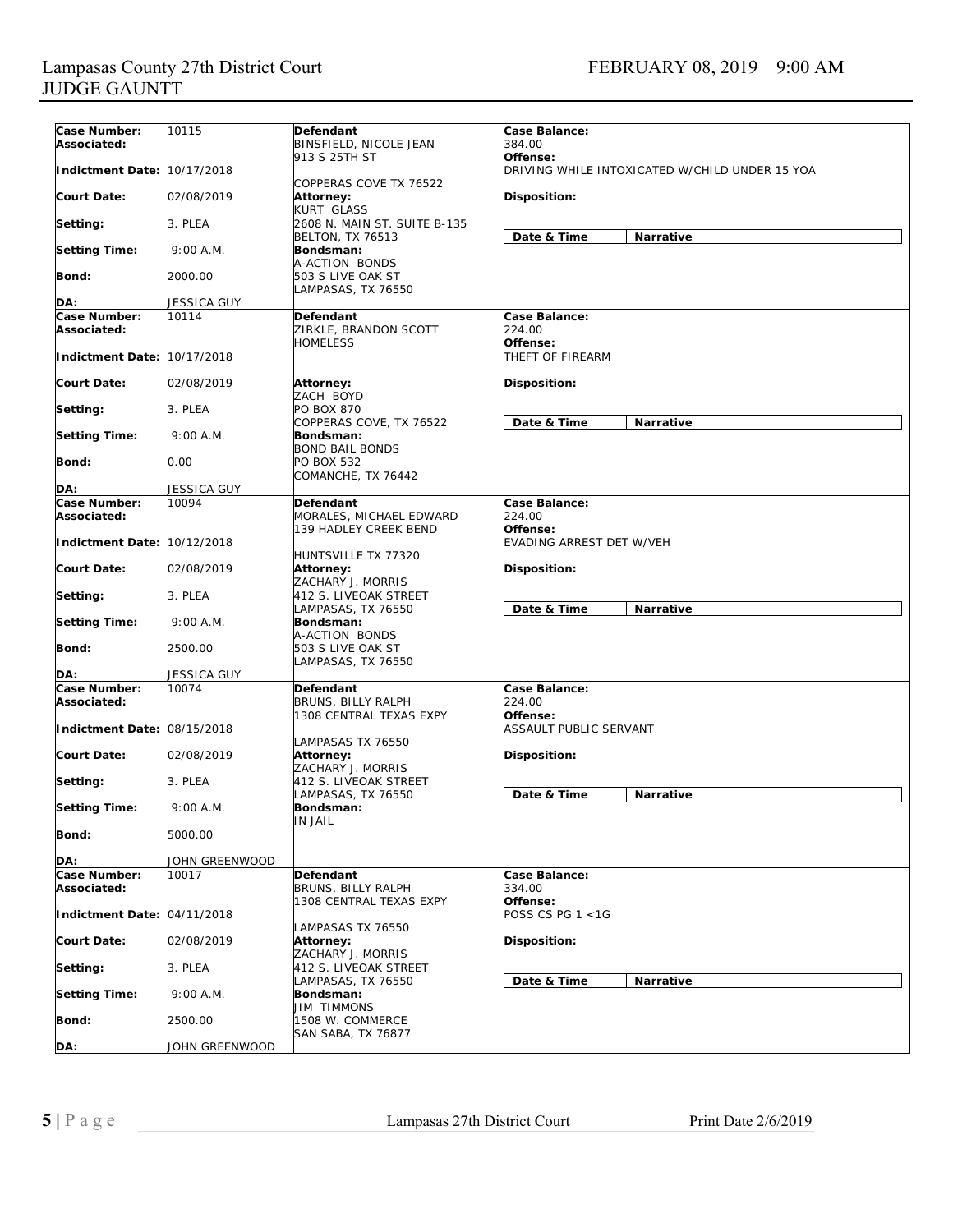Lampasas County 27th District Court
JUDGE GAUNTT

FEBRUARY 08, 2019 9:00 AM

| | | | |
|---|---|---|---|
| **Case Number:** 10115 | **Defendant** | **Case Balance:** 384.00 | |
| **Associated:** | BINSFIELD, NICOLE JEAN<br>913 S 25TH ST<br>COPPERAS COVE TX 76522 | **Offense:** DRIVING WHILE INTOXICATED W/CHILD UNDER 15 YOA | |
| **Indictment Date:** 10/17/2018 | | | |
| **Court Date:** 02/08/2019 | **Attorney:**<br>KURT GLASS<br>2608 N. MAIN ST. SUITE B-135<br>BELTON, TX 76513 | **Disposition:** | |
| **Setting:** 3. PLEA | | **Date & Time** | **Narrative** |
| **Setting Time:** 9:00 A.M. | **Bondsman:**<br>A-ACTION BONDS<br>503 S LIVE OAK ST<br>LAMPASAS, TX 76550 | | |
| **Bond:** 2000.00 | | | |
| **DA:** JESSICA GUY | | | |
| **Case Number:** 10114 | **Defendant** | **Case Balance:** 224.00 | |
| **Associated:** | ZIRKLE, BRANDON SCOTT<br>HOMELESS | **Offense:** THEFT OF FIREARM | |
| **Indictment Date:** 10/17/2018 | | | |
| **Court Date:** 02/08/2019 | **Attorney:**<br>ZACH BOYD<br>PO BOX 870<br>COPPERAS COVE, TX 76522 | **Disposition:** | |
| **Setting:** 3. PLEA | | **Date & Time** | **Narrative** |
| **Setting Time:** 9:00 A.M. | **Bondsman:**<br>BOND BAIL BONDS<br>PO BOX 532<br>COMANCHE, TX 76442 | | |
| **Bond:** 0.00 | | | |
| **DA:** JESSICA GUY | | | |
| **Case Number:** 10094 | **Defendant** | **Case Balance:** 224.00 | |
| **Associated:** | MORALES, MICHAEL EDWARD<br>139 HADLEY CREEK BEND<br>HUNTSVILLE TX 77320 | **Offense:** EVADING ARREST DET W/VEH | |
| **Indictment Date:** 10/12/2018 | | | |
| **Court Date:** 02/08/2019 | **Attorney:**<br>ZACHARY J. MORRIS<br>412 S. LIVEOAK STREET<br>LAMPASAS, TX 76550 | **Disposition:** | |
| **Setting:** 3. PLEA | | **Date & Time** | **Narrative** |
| **Setting Time:** 9:00 A.M. | **Bondsman:**<br>A-ACTION BONDS<br>503 S LIVE OAK ST<br>LAMPASAS, TX 76550 | | |
| **Bond:** 2500.00 | | | |
| **DA:** JESSICA GUY | | | |
| **Case Number:** 10074 | **Defendant** | **Case Balance:** 224.00 | |
| **Associated:** | BRUNS, BILLY RALPH<br>1308 CENTRAL TEXAS EXPY<br>LAMPASAS TX 76550 | **Offense:** ASSAULT PUBLIC SERVANT | |
| **Indictment Date:** 08/15/2018 | | | |
| **Court Date:** 02/08/2019 | **Attorney:**<br>ZACHARY J. MORRIS<br>412 S. LIVEOAK STREET<br>LAMPASAS, TX 76550 | **Disposition:** | |
| **Setting:** 3. PLEA | | **Date & Time** | **Narrative** |
| **Setting Time:** 9:00 A.M. | **Bondsman:**<br>IN JAIL | | |
| **Bond:** 5000.00 | | | |
| **DA:** JOHN GREENWOOD | | | |
| **Case Number:** 10017 | **Defendant** | **Case Balance:** 334.00 | |
| **Associated:** | BRUNS, BILLY RALPH<br>1308 CENTRAL TEXAS EXPY<br>LAMPASAS TX 76550 | **Offense:** POSS CS PG 1 <1G | |
| **Indictment Date:** 04/11/2018 | | | |
| **Court Date:** 02/08/2019 | **Attorney:**<br>ZACHARY J. MORRIS<br>412 S. LIVEOAK STREET<br>LAMPASAS, TX 76550 | **Disposition:** | |
| **Setting:** 3. PLEA | | **Date & Time** | **Narrative** |
| **Setting Time:** 9:00 A.M. | **Bondsman:**<br>JIM TIMMONS<br>1508 W. COMMERCE<br>SAN SABA, TX 76877 | | |
| **Bond:** 2500.00 | | | |
| **DA:** JOHN GREENWOOD | | | |

Print Date 2/6/2019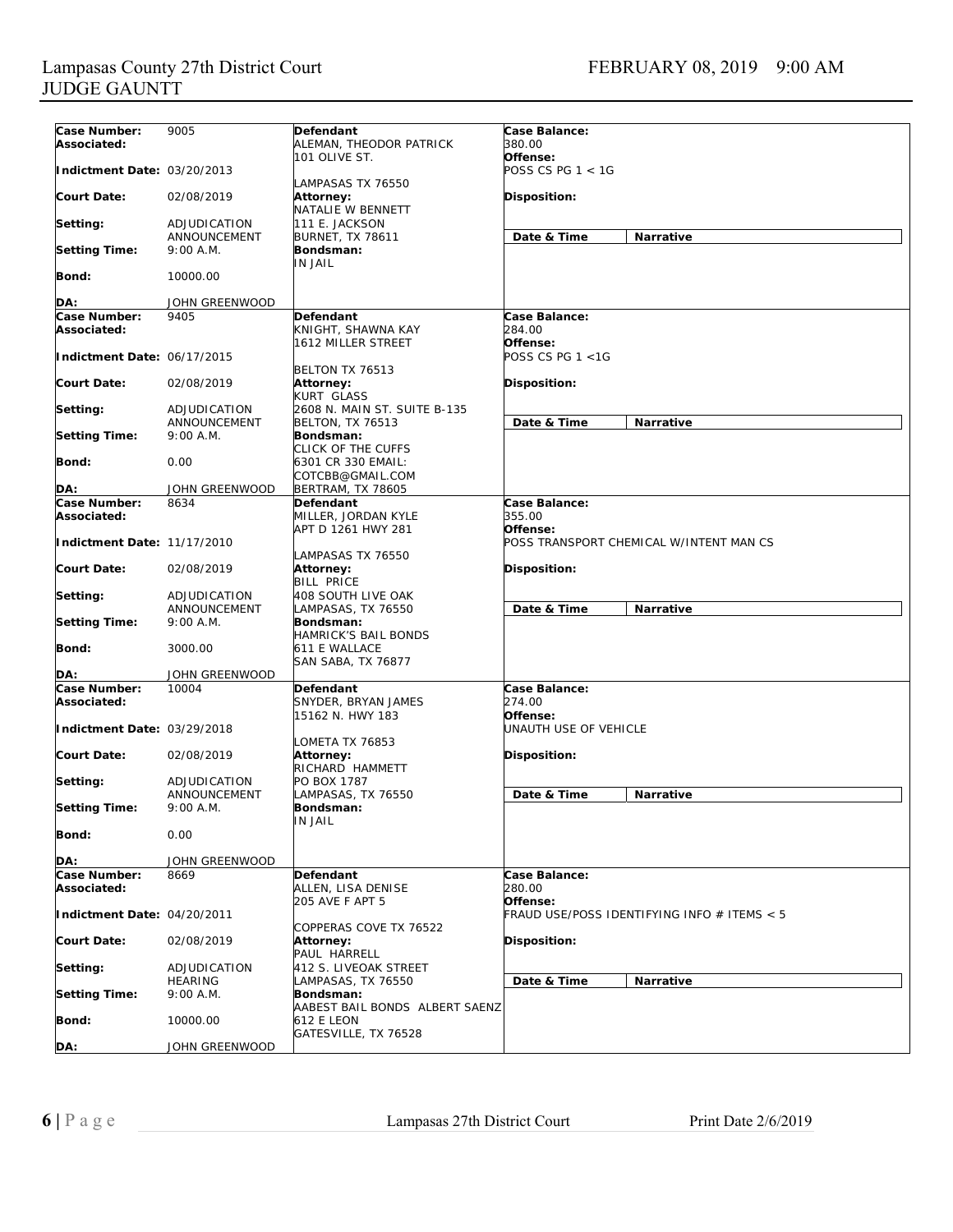Lampasas County 27th District Court
JUDGE GAUNTT

FEBRUARY 08, 2019 9:00 AM

| | | | |
|---|---|---|---|
| **Case Number:** 9005<br>**Associated:**<br>**Indictment Date:** 03/20/2013<br>**Court Date:** 02/08/2019<br>**Setting:** ADJUDICATION ANNOUNCEMENT<br>**Setting Time:** 9:00 A.M.<br>**Bond:** 10000.00<br>**DA:** JOHN GREENWOOD | **Defendant**<br>ALEMAN, THEODOR PATRICK<br>101 OLIVE ST.<br>LAMPASAS TX 76550<br>**Attorney:**<br>NATALIE W BENNETT<br>111 E. JACKSON<br>BURNET, TX 78611<br>**Bondsman:**<br>IN JAIL | **Case Balance:**<br>380.00<br>**Offense:**<br>POSS CS PG 1 < 1G<br>**Disposition:** | **Date & Time** / **Narrative** |
| **Case Number:** 9405<br>**Associated:**<br>**Indictment Date:** 06/17/2015<br>**Court Date:** 02/08/2019<br>**Setting:** ADJUDICATION ANNOUNCEMENT<br>**Setting Time:** 9:00 A.M.<br>**Bond:** 0.00<br>**DA:** JOHN GREENWOOD | **Defendant**<br>KNIGHT, SHAWNA KAY<br>1612 MILLER STREET<br>BELTON TX 76513<br>**Attorney:**<br>KURT GLASS<br>2608 N. MAIN ST. SUITE B-135<br>BELTON, TX 76513<br>**Bondsman:**<br>CLICK OF THE CUFFS<br>6301 CR 330 EMAIL: COTCBB@GMAIL.COM<br>BERTRAM, TX 78605 | **Case Balance:**<br>284.00<br>**Offense:**<br>POSS CS PG 1 <1G<br>**Disposition:** | **Date & Time** / **Narrative** |
| **Case Number:** 8634<br>**Associated:**<br>**Indictment Date:** 11/17/2010<br>**Court Date:** 02/08/2019<br>**Setting:** ADJUDICATION ANNOUNCEMENT<br>**Setting Time:** 9:00 A.M.<br>**Bond:** 3000.00<br>**DA:** JOHN GREENWOOD | **Defendant**<br>MILLER, JORDAN KYLE<br>APT D 1261 HWY 281<br>LAMPASAS TX 76550<br>**Attorney:**<br>BILL PRICE<br>408 SOUTH LIVE OAK<br>LAMPASAS, TX 76550<br>**Bondsman:**<br>HAMRICK'S BAIL BONDS<br>611 E WALLACE<br>SAN SABA, TX 76877 | **Case Balance:**<br>355.00<br>**Offense:**<br>POSS TRANSPORT CHEMICAL W/INTENT MAN CS<br>**Disposition:** | **Date & Time** / **Narrative** |
| **Case Number:** 10004<br>**Associated:**<br>**Indictment Date:** 03/29/2018<br>**Court Date:** 02/08/2019<br>**Setting:** ADJUDICATION ANNOUNCEMENT<br>**Setting Time:** 9:00 A.M.<br>**Bond:** 0.00<br>**DA:** JOHN GREENWOOD | **Defendant**<br>SNYDER, BRYAN JAMES<br>15162 N. HWY 183<br>LOMETA TX 76853<br>**Attorney:**<br>RICHARD HAMMETT<br>PO BOX 1787<br>LAMPASAS, TX 76550<br>**Bondsman:**<br>IN JAIL | **Case Balance:**<br>274.00<br>**Offense:**<br>UNAUTH USE OF VEHICLE<br>**Disposition:** | **Date & Time** / **Narrative** |
| **Case Number:** 8669<br>**Associated:**<br>**Indictment Date:** 04/20/2011<br>**Court Date:** 02/08/2019<br>**Setting:** ADJUDICATION HEARING<br>**Setting Time:** 9:00 A.M.<br>**Bond:** 10000.00<br>**DA:** JOHN GREENWOOD | **Defendant**<br>ALLEN, LISA DENISE<br>205 AVE F APT 5<br>COPPERAS COVE TX 76522<br>**Attorney:**<br>PAUL HARRELL<br>412 S. LIVEOAK STREET<br>LAMPASAS, TX 76550<br>**Bondsman:**<br>AABEST BAIL BONDS ALBERT SAENZ<br>612 E LEON<br>GATESVILLE, TX 76528 | **Case Balance:**<br>280.00<br>**Offense:**<br>FRAUD USE/POSS IDENTIFYING INFO # ITEMS < 5<br>**Disposition:** | **Date & Time** / **Narrative** |

Lampasas 27th District Court Print Date 2/6/2019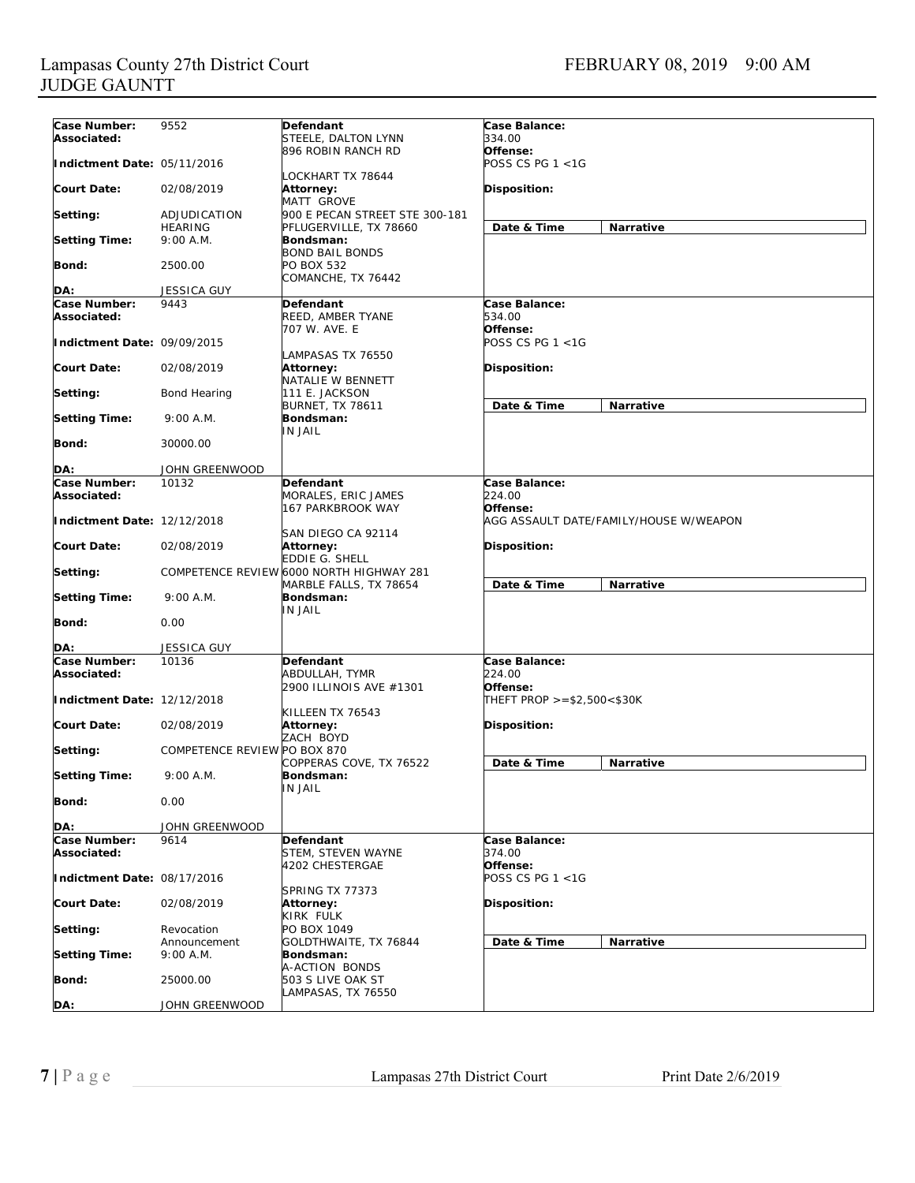Lampasas County 27th District Court
JUDGE GAUNTT

FEBRUARY 08, 2019 9:00 AM

| | | | |
|---|---|---|---|
| **Case Number:** 9552<br>**Associated:**<br>**Indictment Date:** 05/11/2016<br>**Court Date:** 02/08/2019<br>**Setting:** ADJUDICATION HEARING<br>**Setting Time:** 9:00 A.M.<br>**Bond:** 2500.00<br>**DA:** JESSICA GUY | **Defendant**<br>STEELE, DALTON LYNN<br>896 ROBIN RANCH RD<br>LOCKHART TX 78644<br>**Attorney:**<br>MATT GROVE<br>900 E PECAN STREET STE 300-181<br>PFLUGERVILLE, TX 78660<br>**Bondsman:**<br>BOND BAIL BONDS<br>PO BOX 532<br>COMANCHE, TX 76442 | **Case Balance:**<br>334.00<br>**Offense:**<br>POSS CS PG 1 <1G<br>**Disposition:** | **Date & Time** / **Narrative** |
| **Case Number:** 9443<br>**Associated:**<br>**Indictment Date:** 09/09/2015<br>**Court Date:** 02/08/2019<br>**Setting:** Bond Hearing<br>**Setting Time:** 9:00 A.M.<br>**Bond:** 30000.00<br>**DA:** JOHN GREENWOOD | **Defendant**<br>REED, AMBER TYANE<br>707 W. AVE. E<br>LAMPASAS TX 76550<br>**Attorney:**<br>NATALIE W BENNETT<br>111 E. JACKSON<br>BURNET, TX 78611<br>**Bondsman:**<br>IN JAIL | **Case Balance:**<br>534.00<br>**Offense:**<br>POSS CS PG 1 <1G<br>**Disposition:** | **Date & Time** / **Narrative** |
| **Case Number:** 10132<br>**Associated:**<br>**Indictment Date:** 12/12/2018<br>**Court Date:** 02/08/2019<br>**Setting:** COMPETENCE REVIEW<br>**Setting Time:** 9:00 A.M.<br>**Bond:** 0.00<br>**DA:** JESSICA GUY | **Defendant**<br>MORALES, ERIC JAMES<br>167 PARKBROOK WAY<br>SAN DIEGO CA 92114<br>**Attorney:**<br>EDDIE G. SHELL<br>6000 NORTH HIGHWAY 281<br>MARBLE FALLS, TX 78654<br>**Bondsman:**<br>IN JAIL | **Case Balance:**<br>224.00<br>**Offense:**<br>AGG ASSAULT DATE/FAMILY/HOUSE W/WEAPON<br>**Disposition:** | **Date & Time** / **Narrative** |
| **Case Number:** 10136<br>**Associated:**<br>**Indictment Date:** 12/12/2018<br>**Court Date:** 02/08/2019<br>**Setting:** COMPETENCE REVIEW<br>**Setting Time:** 9:00 A.M.<br>**Bond:** 0.00<br>**DA:** JOHN GREENWOOD | **Defendant**<br>ABDULLAH, TYMR<br>2900 ILLINOIS AVE #1301<br>KILLEEN TX 76543<br>**Attorney:**<br>ZACH BOYD<br>PO BOX 870<br>COPPERAS COVE, TX 76522<br>**Bondsman:**<br>IN JAIL | **Case Balance:**<br>224.00<br>**Offense:**<br>THEFT PROP >=$2,500<$30K<br>**Disposition:** | **Date & Time** / **Narrative** |
| **Case Number:** 9614<br>**Associated:**<br>**Indictment Date:** 08/17/2016<br>**Court Date:** 02/08/2019<br>**Setting:** Revocation Announcement<br>**Setting Time:** 9:00 A.M.<br>**Bond:** 25000.00<br>**DA:** JOHN GREENWOOD | **Defendant**<br>STEM, STEVEN WAYNE<br>4202 CHESTERGAE<br>SPRING TX 77373<br>**Attorney:**<br>KIRK FULK<br>PO BOX 1049<br>GOLDTHWAITE, TX 76844<br>**Bondsman:**<br>A-ACTION BONDS<br>503 S LIVE OAK ST<br>LAMPASAS, TX 76550 | **Case Balance:**<br>374.00<br>**Offense:**<br>POSS CS PG 1 <1G<br>**Disposition:** | **Date & Time** / **Narrative** |

Lampasas 27th District Court Print Date 2/6/2019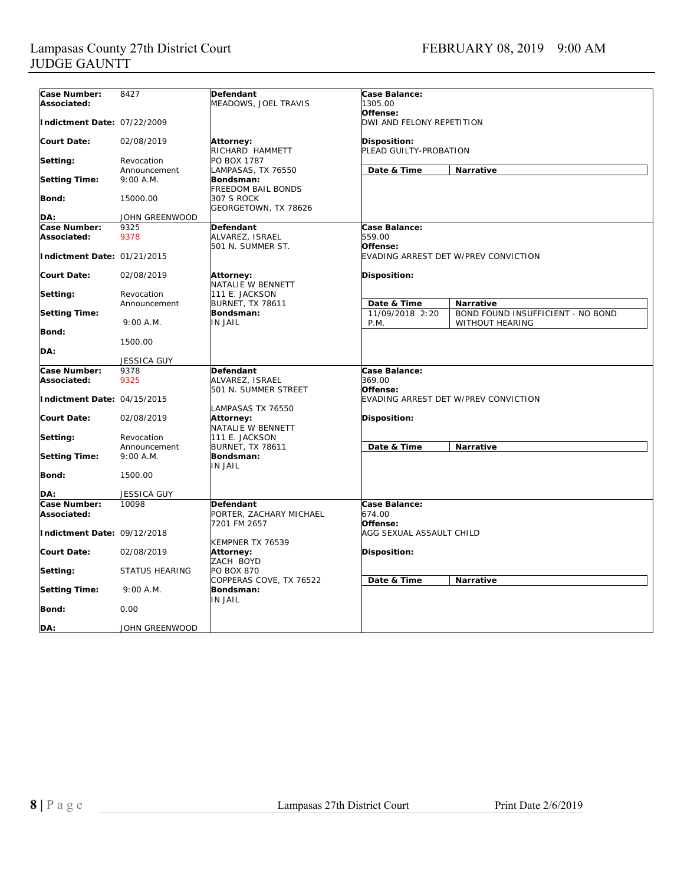Lampasas County 27th District Court
JUDGE GAUNTT

FEBRUARY 08, 2019 9:00 AM

| | | | |
|---|---|---|---|
| **Case Number:** 8427<br>**Associated:**<br>**Indictment Date:** 07/22/2009<br>**Court Date:** 02/08/2019<br>**Setting:** Revocation Announcement<br>**Setting Time:** 9:00 A.M.<br>**Bond:** 15000.00<br>**DA:** JOHN GREENWOOD | **Defendant**<br>MEADOWS, JOEL TRAVIS<br>**Attorney:**<br>RICHARD HAMMETT<br>PO BOX 1787<br>LAMPASAS, TX 76550<br>**Bondsman:**<br>FREEDOM BAIL BONDS<br>307 S ROCK<br>GEORGETOWN, TX 78626 | **Case Balance:**<br>1305.00<br>**Offense:**<br>DWI AND FELONY REPETITION<br>**Disposition:**<br>PLEAD GUILTY-PROBATION | **Date & Time** / **Narrative** |
| **Case Number:** 9325<br>**Associated:** 9378<br>**Indictment Date:** 01/21/2015<br>**Court Date:** 02/08/2019<br>**Setting:** Revocation Announcement<br>**Setting Time:** 9:00 A.M.<br>**Bond:** 1500.00<br>**DA:** JESSICA GUY | **Defendant**<br>ALVAREZ, ISRAEL<br>501 N. SUMMER ST.<br>**Attorney:**<br>NATALIE W BENNETT<br>111 E. JACKSON<br>BURNET, TX 78611<br>**Bondsman:**<br>IN JAIL | **Case Balance:**<br>559.00<br>**Offense:**<br>EVADING ARREST DET W/PREV CONVICTION<br>**Disposition:** | **Date & Time** / **Narrative**<br>11/09/2018 2:20 P.M. — BOND FOUND INSUFFICIENT - NO BOND WITHOUT HEARING |
| **Case Number:** 9378<br>**Associated:** 9325<br>**Indictment Date:** 04/15/2015<br>**Court Date:** 02/08/2019<br>**Setting:** Revocation Announcement<br>**Setting Time:** 9:00 A.M.<br>**Bond:** 1500.00<br>**DA:** JESSICA GUY | **Defendant**<br>ALVAREZ, ISRAEL<br>501 N. SUMMER STREET<br>LAMPASAS TX 76550<br>**Attorney:**<br>NATALIE W BENNETT<br>111 E. JACKSON<br>BURNET, TX 78611<br>**Bondsman:**<br>IN JAIL | **Case Balance:**<br>369.00<br>**Offense:**<br>EVADING ARREST DET W/PREV CONVICTION<br>**Disposition:** | **Date & Time** / **Narrative** |
| **Case Number:** 10098<br>**Associated:**<br>**Indictment Date:** 09/12/2018<br>**Court Date:** 02/08/2019<br>**Setting:** STATUS HEARING<br>**Setting Time:** 9:00 A.M.<br>**Bond:** 0.00<br>**DA:** JOHN GREENWOOD | **Defendant**<br>PORTER, ZACHARY MICHAEL<br>7201 FM 2657<br>KEMPNER TX 76539<br>**Attorney:**<br>ZACH BOYD<br>PO BOX 870<br>COPPERAS COVE, TX 76522<br>**Bondsman:**<br>IN JAIL | **Case Balance:**<br>674.00<br>**Offense:**<br>AGG SEXUAL ASSAULT CHILD<br>**Disposition:** | **Date & Time** / **Narrative** |

Print Date 2/6/2019